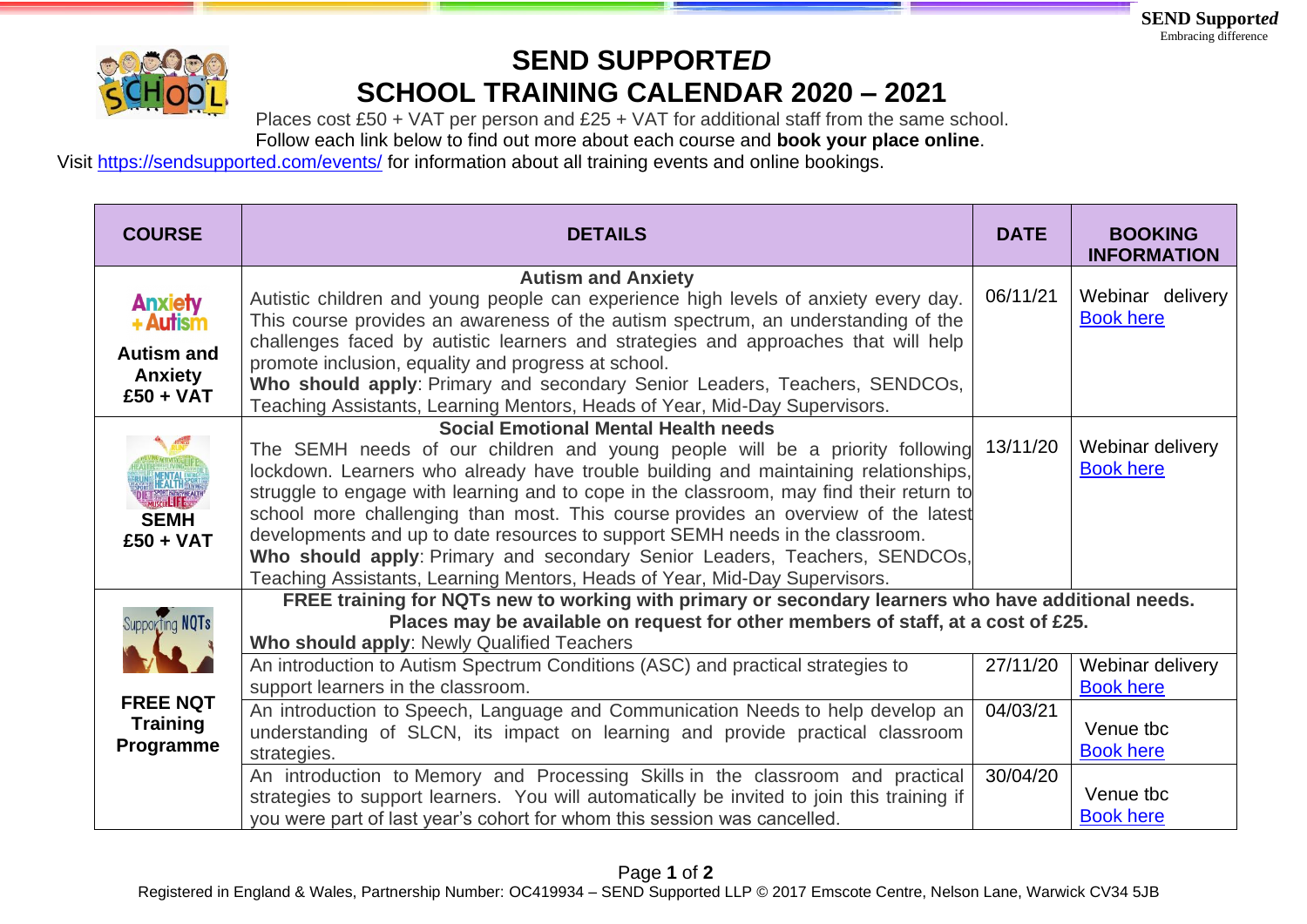# SEND SUPPORT*ED*
# SCHOOL TRAINING CALENDAR 2020 – 2021

Places cost £50 + VAT per person and £25 + VAT for additional staff from the same school.
Follow each link below to find out more about each course and **book your place online**.

Visit https://sendsupported.com/events/ for information about all training events and online bookings.

| COURSE | DETAILS | DATE | BOOKING INFORMATION |
|---|---|---|---|
| Anxiety + Autism<br>**Autism and Anxiety £50 + VAT** | **Autism and Anxiety**<br>Autistic children and young people can experience high levels of anxiety every day. This course provides an awareness of the autism spectrum, an understanding of the challenges faced by autistic learners and strategies and approaches that will help promote inclusion, equality and progress at school.<br>**Who should apply**: Primary and secondary Senior Leaders, Teachers, SENDCOs, Teaching Assistants, Learning Mentors, Heads of Year, Mid-Day Supervisors. | 06/11/21 | Webinar delivery<br>Book here |
| **SEMH £50 + VAT** | **Social Emotional Mental Health needs**<br>The SEMH needs of our children and young people will be a priority following lockdown. Learners who already have trouble building and maintaining relationships, struggle to engage with learning and to cope in the classroom, may find their return to school more challenging than most. This course provides an overview of the latest developments and up to date resources to support SEMH needs in the classroom.<br>**Who should apply**: Primary and secondary Senior Leaders, Teachers, SENDCOs, Teaching Assistants, Learning Mentors, Heads of Year, Mid-Day Supervisors. | 13/11/20 | Webinar delivery<br>Book here |
| Supporting NQTs<br>**FREE NQT Training Programme** | **FREE training for NQTs new to working with primary or secondary learners who have additional needs.**<br>**Places may be available on request for other members of staff, at a cost of £25.**<br>**Who should apply**: Newly Qualified Teachers | | |
| | An introduction to Autism Spectrum Conditions (ASC) and practical strategies to support learners in the classroom. | 27/11/20 | Webinar delivery<br>Book here |
| | An introduction to Speech, Language and Communication Needs to help develop an understanding of SLCN, its impact on learning and provide practical classroom strategies. | 04/03/21 | Venue tbc<br>Book here |
| | An introduction to Memory and Processing Skills in the classroom and practical strategies to support learners. You will automatically be invited to join this training if you were part of last year's cohort for whom this session was cancelled. | 30/04/20 | Venue tbc<br>Book here |

Registered in England & Wales, Partnership Number: OC419934 – SEND Supported LLP © 2017 Emscote Centre, Nelson Lane, Warwick CV34 5JB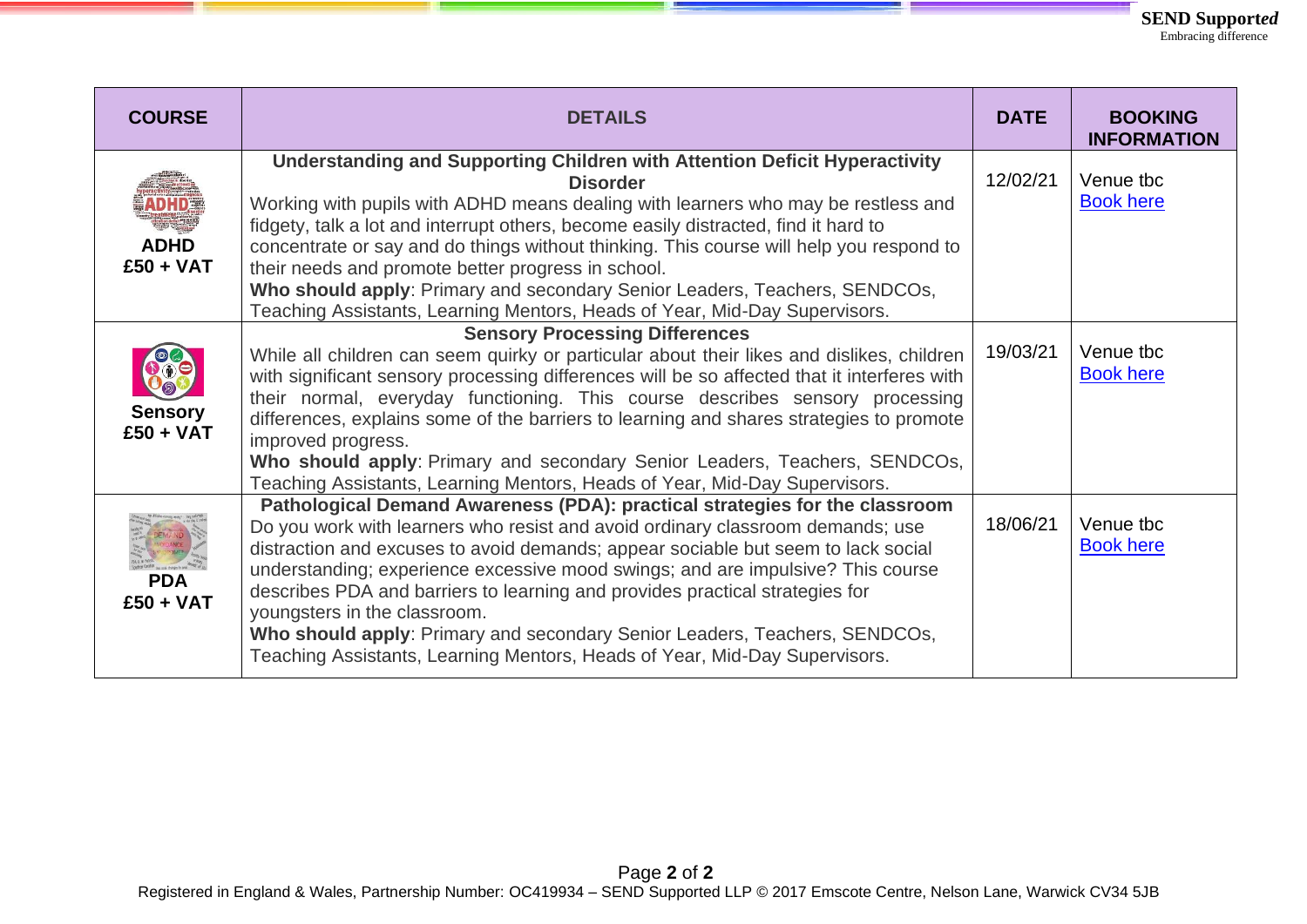| COURSE | DETAILS | DATE | BOOKING INFORMATION |
|---|---|---|---|
| **ADHD** **£50 + VAT** | **Understanding and Supporting Children with Attention Deficit Hyperactivity Disorder** Working with pupils with ADHD means dealing with learners who may be restless and fidgety, talk a lot and interrupt others, become easily distracted, find it hard to concentrate or say and do things without thinking. This course will help you respond to their needs and promote better progress in school. **Who should apply**: Primary and secondary Senior Leaders, Teachers, SENDCOs, Teaching Assistants, Learning Mentors, Heads of Year, Mid-Day Supervisors. | 12/02/21 | Venue tbc Book here |
| **Sensory** **£50 + VAT** | **Sensory Processing Differences** While all children can seem quirky or particular about their likes and dislikes, children with significant sensory processing differences will be so affected that it interferes with their normal, everyday functioning. This course describes sensory processing differences, explains some of the barriers to learning and shares strategies to promote improved progress. **Who should apply**: Primary and secondary Senior Leaders, Teachers, SENDCOs, Teaching Assistants, Learning Mentors, Heads of Year, Mid-Day Supervisors. | 19/03/21 | Venue tbc Book here |
| **PDA** **£50 + VAT** | **Pathological Demand Awareness (PDA): practical strategies for the classroom** Do you work with learners who resist and avoid ordinary classroom demands; use distraction and excuses to avoid demands; appear sociable but seem to lack social understanding; experience excessive mood swings; and are impulsive? This course describes PDA and barriers to learning and provides practical strategies for youngsters in the classroom. **Who should apply**: Primary and secondary Senior Leaders, Teachers, SENDCOs, Teaching Assistants, Learning Mentors, Heads of Year, Mid-Day Supervisors. | 18/06/21 | Venue tbc Book here |

Registered in England & Wales, Partnership Number: OC419934 – SEND Supported LLP © 2017 Emscote Centre, Nelson Lane, Warwick CV34 5JB